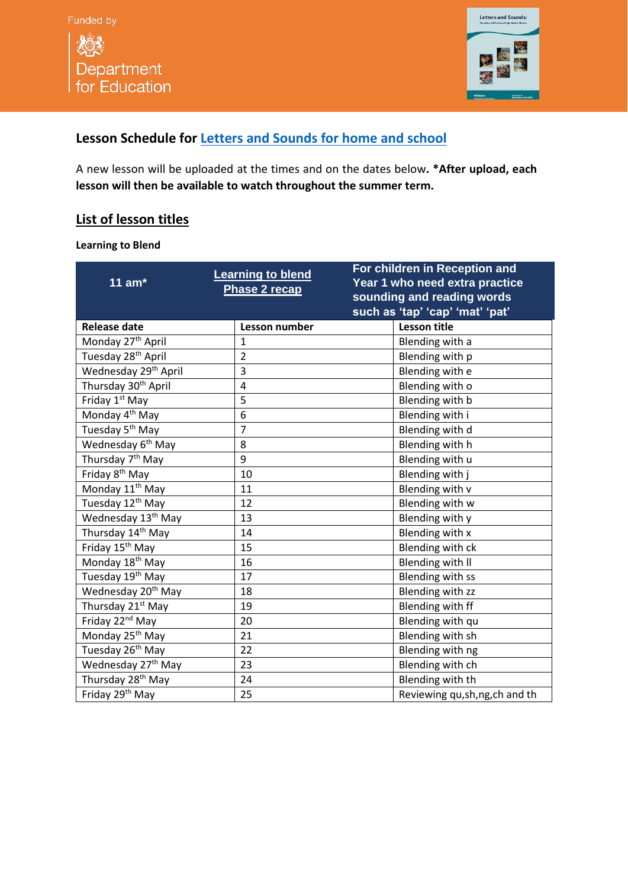Funded by

Department for Education

## Lesson Schedule for Letters and Sounds for home and school

A new lesson will be uploaded at the times and on the dates below**. *After upload, each lesson will then be available to watch throughout the summer term.**

## List of lesson titles

**Learning to Blend**

| 11 am* | Learning to blend Phase 2 recap | For children in Reception and Year 1 who need extra practice sounding and reading words such as 'tap' 'cap' 'mat' 'pat' |
|---|---|---|
| **Release date** | **Lesson number** | **Lesson title** |
| Monday 27th April | 1 | Blending with a |
| Tuesday 28th April | 2 | Blending with p |
| Wednesday 29th April | 3 | Blending with e |
| Thursday 30th April | 4 | Blending with o |
| Friday 1st May | 5 | Blending with b |
| Monday 4th May | 6 | Blending with i |
| Tuesday 5th May | 7 | Blending with d |
| Wednesday 6th May | 8 | Blending with h |
| Thursday 7th May | 9 | Blending with u |
| Friday 8th May | 10 | Blending with j |
| Monday 11th May | 11 | Blending with v |
| Tuesday 12th May | 12 | Blending with w |
| Wednesday 13th May | 13 | Blending with y |
| Thursday 14th May | 14 | Blending with x |
| Friday 15th May | 15 | Blending with ck |
| Monday 18th May | 16 | Blending with ll |
| Tuesday 19th May | 17 | Blending with ss |
| Wednesday 20th May | 18 | Blending with zz |
| Thursday 21st May | 19 | Blending with ff |
| Friday 22nd May | 20 | Blending with qu |
| Monday 25th May | 21 | Blending with sh |
| Tuesday 26th May | 22 | Blending with ng |
| Wednesday 27th May | 23 | Blending with ch |
| Thursday 28th May | 24 | Blending with th |
| Friday 29th May | 25 | Reviewing qu,sh,ng,ch and th |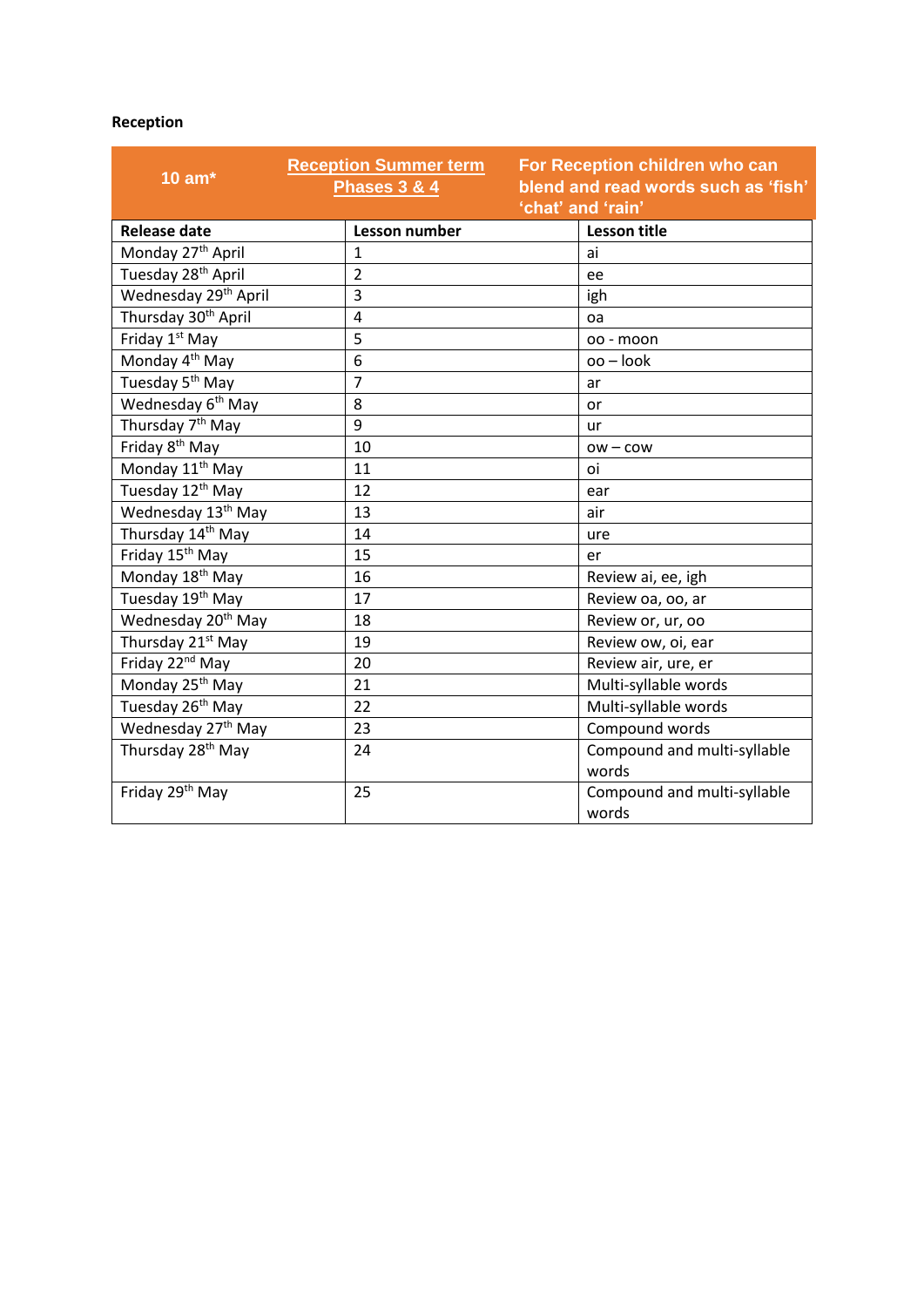**Reception**

| 10 am* | Reception Summer term Phases 3 & 4 | For Reception children who can blend and read words such as 'fish' 'chat' and 'rain' |
|---|---|---|
| **Release date** | **Lesson number** | **Lesson title** |
| Monday 27th April | 1 | ai |
| Tuesday 28th April | 2 | ee |
| Wednesday 29th April | 3 | igh |
| Thursday 30th April | 4 | oa |
| Friday 1st May | 5 | oo - moon |
| Monday 4th May | 6 | oo – look |
| Tuesday 5th May | 7 | ar |
| Wednesday 6th May | 8 | or |
| Thursday 7th May | 9 | ur |
| Friday 8th May | 10 | ow – cow |
| Monday 11th May | 11 | oi |
| Tuesday 12th May | 12 | ear |
| Wednesday 13th May | 13 | air |
| Thursday 14th May | 14 | ure |
| Friday 15th May | 15 | er |
| Monday 18th May | 16 | Review ai, ee, igh |
| Tuesday 19th May | 17 | Review oa, oo, ar |
| Wednesday 20th May | 18 | Review or, ur, oo |
| Thursday 21st May | 19 | Review ow, oi, ear |
| Friday 22nd May | 20 | Review air, ure, er |
| Monday 25th May | 21 | Multi-syllable words |
| Tuesday 26th May | 22 | Multi-syllable words |
| Wednesday 27th May | 23 | Compound words |
| Thursday 28th May | 24 | Compound and multi-syllable words |
| Friday 29th May | 25 | Compound and multi-syllable words |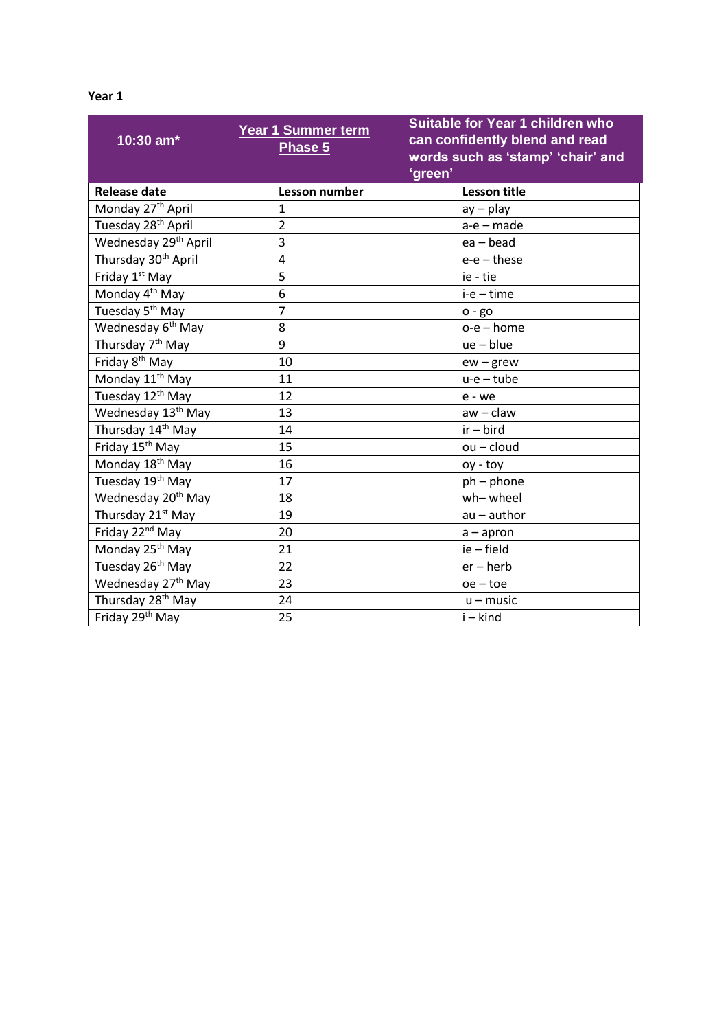**Year 1**

| 10:30 am* | Year 1 Summer term Phase 5 | Suitable for Year 1 children who can confidently blend and read words such as 'stamp' 'chair' and 'green' |
|---|---|---|
| **Release date** | **Lesson number** | **Lesson title** |
| Monday 27th April | 1 | ay – play |
| Tuesday 28th April | 2 | a-e – made |
| Wednesday 29th April | 3 | ea – bead |
| Thursday 30th April | 4 | e-e – these |
| Friday 1st May | 5 | ie - tie |
| Monday 4th May | 6 | i-e – time |
| Tuesday 5th May | 7 | o - go |
| Wednesday 6th May | 8 | o-e – home |
| Thursday 7th May | 9 | ue – blue |
| Friday 8th May | 10 | ew – grew |
| Monday 11th May | 11 | u-e – tube |
| Tuesday 12th May | 12 | e - we |
| Wednesday 13th May | 13 | aw – claw |
| Thursday 14th May | 14 | ir – bird |
| Friday 15th May | 15 | ou – cloud |
| Monday 18th May | 16 | oy - toy |
| Tuesday 19th May | 17 | ph – phone |
| Wednesday 20th May | 18 | wh– wheel |
| Thursday 21st May | 19 | au – author |
| Friday 22nd May | 20 | a – apron |
| Monday 25th May | 21 | ie – field |
| Tuesday 26th May | 22 | er – herb |
| Wednesday 27th May | 23 | oe – toe |
| Thursday 28th May | 24 | u – music |
| Friday 29th May | 25 | i – kind |